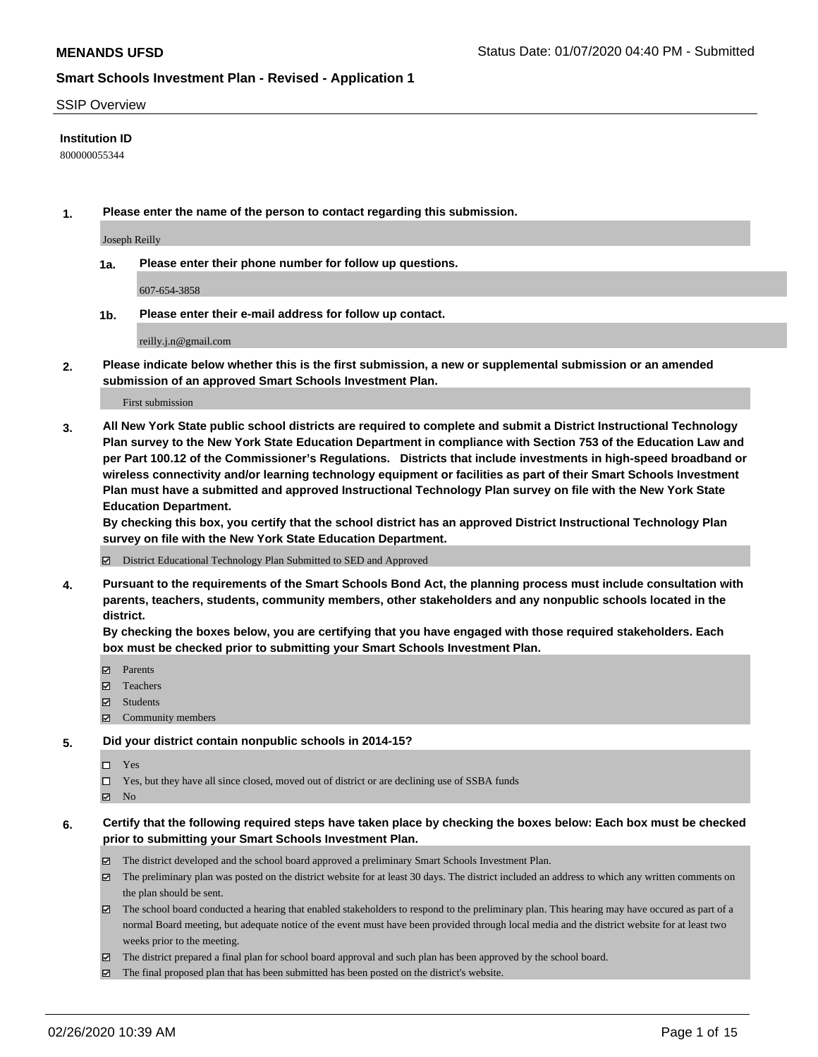**MENANDS UFSD**

Status Date: 01/07/2020 04:40 PM - Submitted

**Smart Schools Investment Plan - Revised - Application 1**

SSIP Overview

**Institution ID**

800000055344

**1. Please enter the name of the person to contact regarding this submission.**

Joseph Reilly

**1a. Please enter their phone number for follow up questions.**

607-654-3858

**1b. Please enter their e-mail address for follow up contact.**

reilly.j.n@gmail.com

**2. Please indicate below whether this is the first submission, a new or supplemental submission or an amended submission of an approved Smart Schools Investment Plan.**

First submission

**3. All New York State public school districts are required to complete and submit a District Instructional Technology Plan survey to the New York State Education Department in compliance with Section 753 of the Education Law and per Part 100.12 of the Commissioner's Regulations. Districts that include investments in high-speed broadband or wireless connectivity and/or learning technology equipment or facilities as part of their Smart Schools Investment Plan must have a submitted and approved Instructional Technology Plan survey on file with the New York State Education Department.**
**By checking this box, you certify that the school district has an approved District Instructional Technology Plan survey on file with the New York State Education Department.**

- [x] District Educational Technology Plan Submitted to SED and Approved

**4. Pursuant to the requirements of the Smart Schools Bond Act, the planning process must include consultation with parents, teachers, students, community members, other stakeholders and any nonpublic schools located in the district.**
**By checking the boxes below, you are certifying that you have engaged with those required stakeholders. Each box must be checked prior to submitting your Smart Schools Investment Plan.**

- [x] Parents
- [x] Teachers
- [x] Students
- [x] Community members

**5. Did your district contain nonpublic schools in 2014-15?**

- [ ] Yes
- [ ] Yes, but they have all since closed, moved out of district or are declining use of SSBA funds
- [x] No

**6. Certify that the following required steps have taken place by checking the boxes below: Each box must be checked prior to submitting your Smart Schools Investment Plan.**

- [x] The district developed and the school board approved a preliminary Smart Schools Investment Plan.
- [x] The preliminary plan was posted on the district website for at least 30 days. The district included an address to which any written comments on the plan should be sent.
- [x] The school board conducted a hearing that enabled stakeholders to respond to the preliminary plan. This hearing may have occured as part of a normal Board meeting, but adequate notice of the event must have been provided through local media and the district website for at least two weeks prior to the meeting.
- [x] The district prepared a final plan for school board approval and such plan has been approved by the school board.
- [x] The final proposed plan that has been submitted has been posted on the district's website.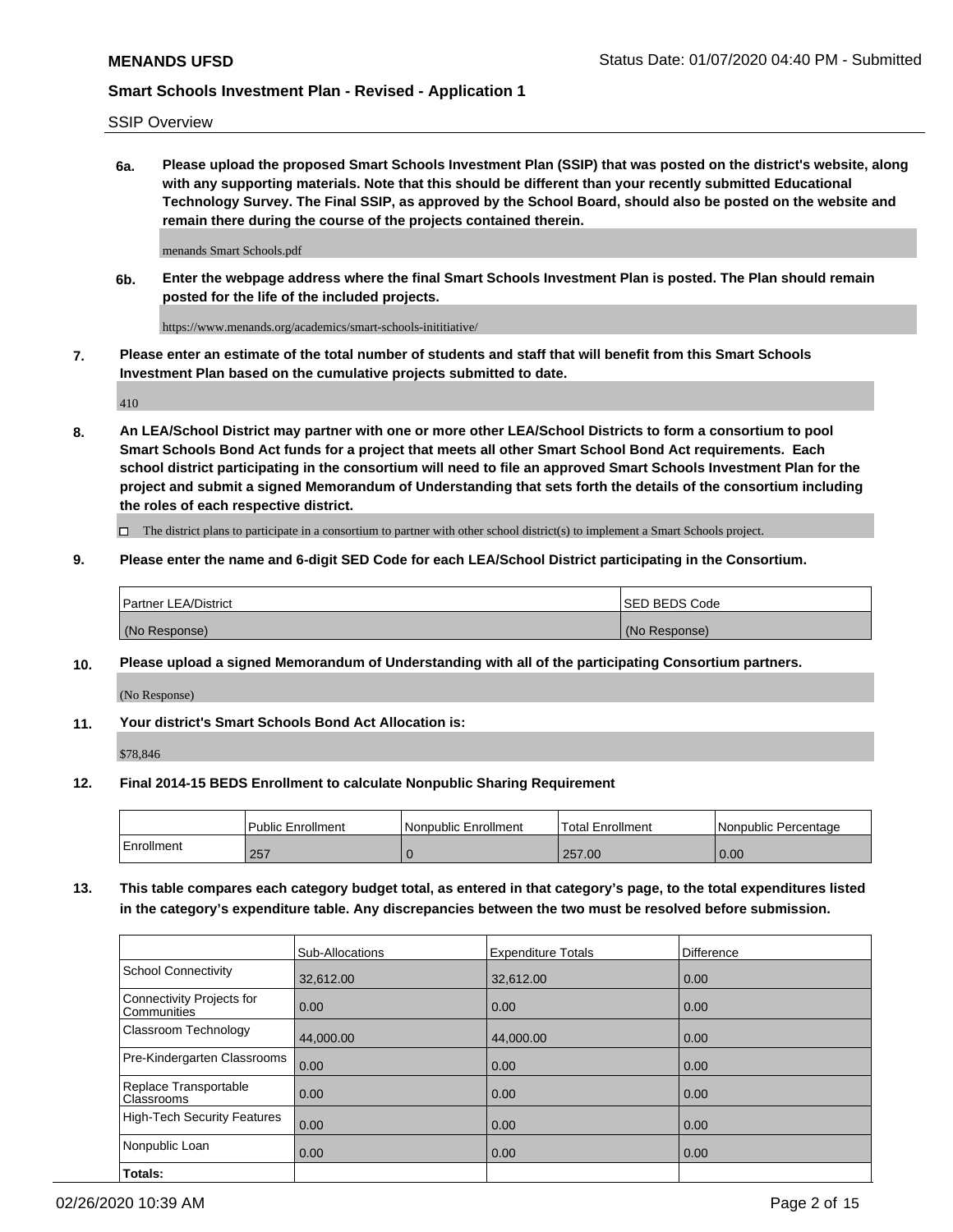**MENANDS UFSD** Status Date: 01/07/2020 04:40 PM - Submitted

**Smart Schools Investment Plan - Revised - Application 1**

SSIP Overview

**6a. Please upload the proposed Smart Schools Investment Plan (SSIP) that was posted on the district's website, along with any supporting materials. Note that this should be different than your recently submitted Educational Technology Survey. The Final SSIP, as approved by the School Board, should also be posted on the website and remain there during the course of the projects contained therein.**

menands Smart Schools.pdf

**6b. Enter the webpage address where the final Smart Schools Investment Plan is posted. The Plan should remain posted for the life of the included projects.**

https://www.menands.org/academics/smart-schools-inititiative/

**7. Please enter an estimate of the total number of students and staff that will benefit from this Smart Schools Investment Plan based on the cumulative projects submitted to date.**

410

**8. An LEA/School District may partner with one or more other LEA/School Districts to form a consortium to pool Smart Schools Bond Act funds for a project that meets all other Smart School Bond Act requirements. Each school district participating in the consortium will need to file an approved Smart Schools Investment Plan for the project and submit a signed Memorandum of Understanding that sets forth the details of the consortium including the roles of each respective district.**

☐ The district plans to participate in a consortium to partner with other school district(s) to implement a Smart Schools project.

**9. Please enter the name and 6-digit SED Code for each LEA/School District participating in the Consortium.**

| Partner LEA/District | SED BEDS Code |
|---|---|
| (No Response) | (No Response) |

**10. Please upload a signed Memorandum of Understanding with all of the participating Consortium partners.**

(No Response)

**11. Your district's Smart Schools Bond Act Allocation is:**

$78,846

**12. Final 2014-15 BEDS Enrollment to calculate Nonpublic Sharing Requirement**

| | Public Enrollment | Nonpublic Enrollment | Total Enrollment | Nonpublic Percentage |
|---|---|---|---|---|
| Enrollment | 257 | 0 | 257.00 | 0.00 |

**13. This table compares each category budget total, as entered in that category's page, to the total expenditures listed in the category's expenditure table. Any discrepancies between the two must be resolved before submission.**

| | Sub-Allocations | Expenditure Totals | Difference |
|---|---|---|---|
| School Connectivity | 32,612.00 | 32,612.00 | 0.00 |
| Connectivity Projects for Communities | 0.00 | 0.00 | 0.00 |
| Classroom Technology | 44,000.00 | 44,000.00 | 0.00 |
| Pre-Kindergarten Classrooms | 0.00 | 0.00 | 0.00 |
| Replace Transportable Classrooms | 0.00 | 0.00 | 0.00 |
| High-Tech Security Features | 0.00 | 0.00 | 0.00 |
| Nonpublic Loan | 0.00 | 0.00 | 0.00 |
| **Totals:** | | | |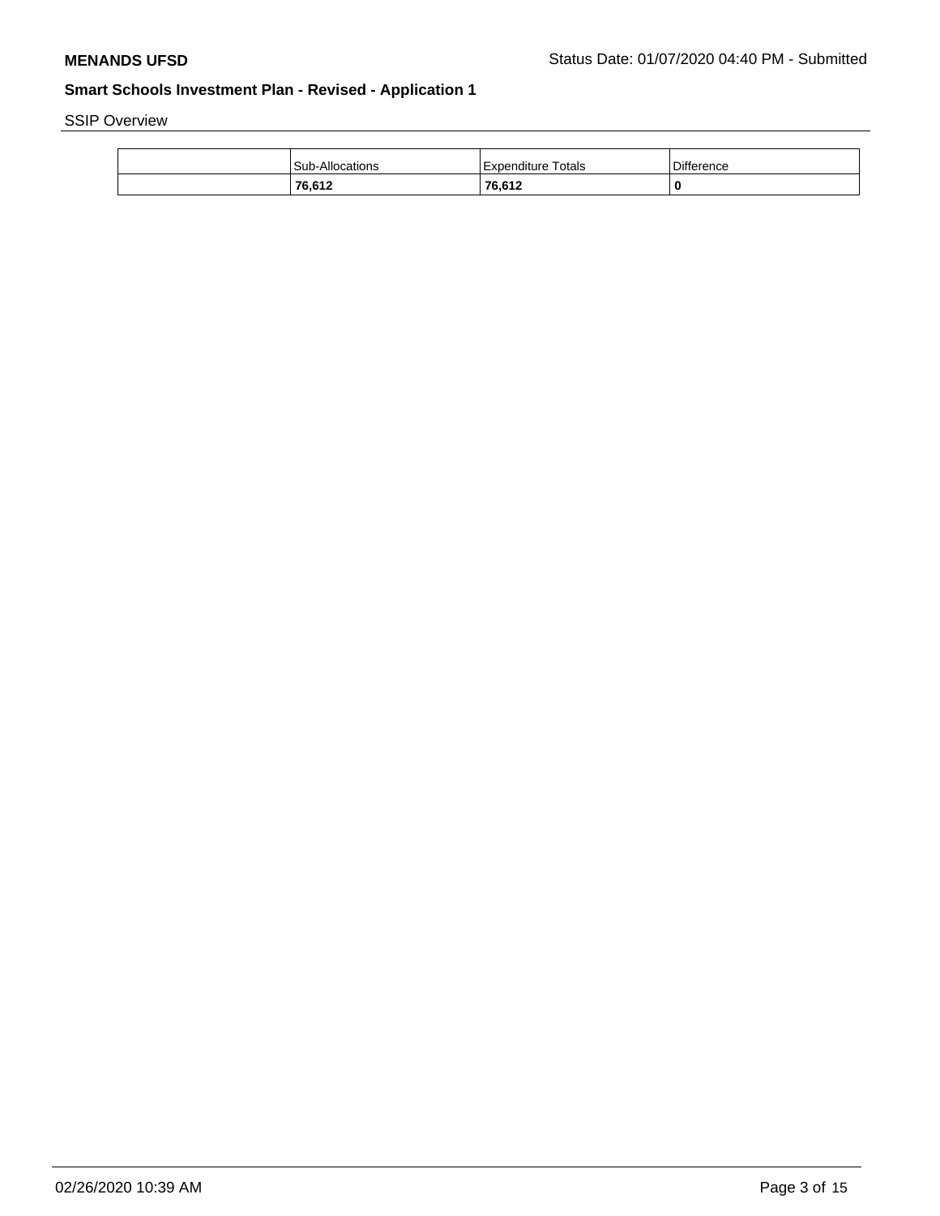SSIP Overview

| | Sub-Allocations | Expenditure Totals | Difference |
|---|---|---|---|
| | **76,612** | **76,612** | **0** |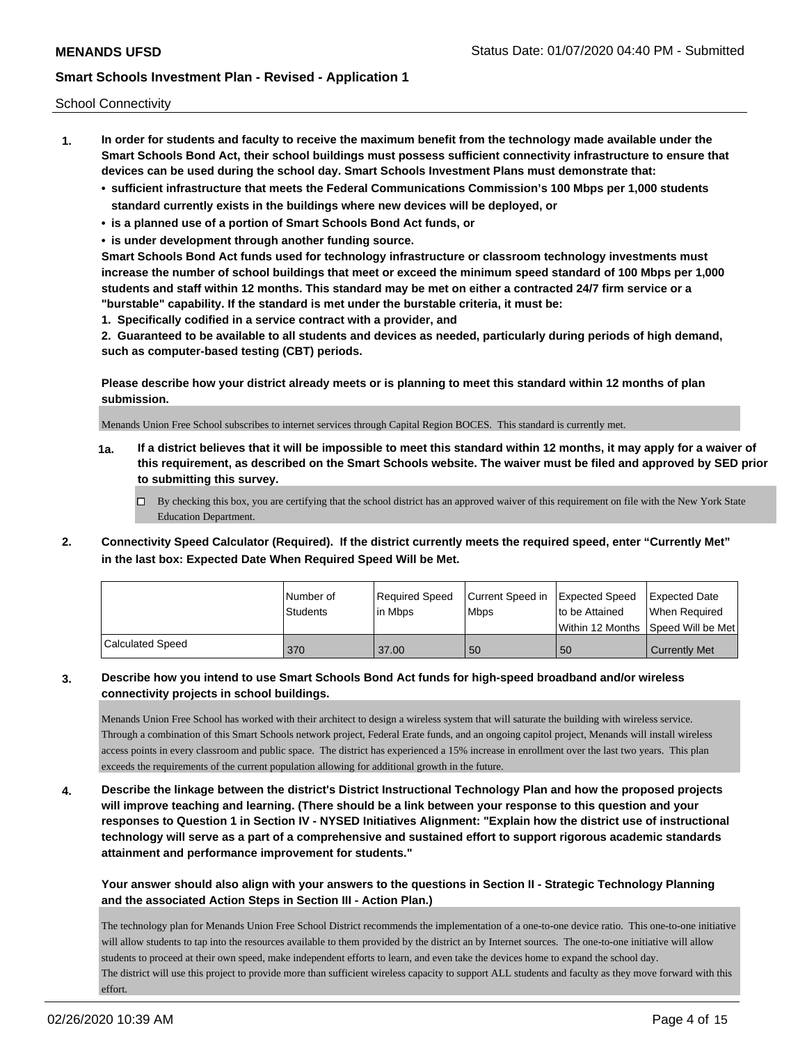School Connectivity

1. **In order for students and faculty to receive the maximum benefit from the technology made available under the Smart Schools Bond Act, their school buildings must possess sufficient connectivity infrastructure to ensure that devices can be used during the school day. Smart Schools Investment Plans must demonstrate that:**
   - **sufficient infrastructure that meets the Federal Communications Commission's 100 Mbps per 1,000 students standard currently exists in the buildings where new devices will be deployed, or**
   - **is a planned use of a portion of Smart Schools Bond Act funds, or**
   - **is under development through another funding source.**

   **Smart Schools Bond Act funds used for technology infrastructure or classroom technology investments must increase the number of school buildings that meet or exceed the minimum speed standard of 100 Mbps per 1,000 students and staff within 12 months. This standard may be met on either a contracted 24/7 firm service or a "burstable" capability. If the standard is met under the burstable criteria, it must be:**

   **1. Specifically codified in a service contract with a provider, and**

   **2. Guaranteed to be available to all students and devices as needed, particularly during periods of high demand, such as computer-based testing (CBT) periods.**

   **Please describe how your district already meets or is planning to meet this standard within 12 months of plan submission.**

   Menands Union Free School subscribes to internet services through Capital Region BOCES. This standard is currently met.

   **1a. If a district believes that it will be impossible to meet this standard within 12 months, it may apply for a waiver of this requirement, as described on the Smart Schools website. The waiver must be filed and approved by SED prior to submitting this survey.**

   - [ ] By checking this box, you are certifying that the school district has an approved waiver of this requirement on file with the New York State Education Department.

2. **Connectivity Speed Calculator (Required). If the district currently meets the required speed, enter "Currently Met" in the last box: Expected Date When Required Speed Will be Met.**

| | Number of Students | Required Speed in Mbps | Current Speed in Mbps | Expected Speed to be Attained Within 12 Months | Expected Date When Required Speed Will be Met |
|---|---|---|---|---|---|
| Calculated Speed | 370 | 37.00 | 50 | 50 | Currently Met |

3. **Describe how you intend to use Smart Schools Bond Act funds for high-speed broadband and/or wireless connectivity projects in school buildings.**

   Menands Union Free School has worked with their architect to design a wireless system that will saturate the building with wireless service. Through a combination of this Smart Schools network project, Federal Erate funds, and an ongoing capitol project, Menands will install wireless access points in every classroom and public space. The district has experienced a 15% increase in enrollment over the last two years. This plan exceeds the requirements of the current population allowing for additional growth in the future.

4. **Describe the linkage between the district's District Instructional Technology Plan and how the proposed projects will improve teaching and learning. (There should be a link between your response to this question and your responses to Question 1 in Section IV - NYSED Initiatives Alignment: "Explain how the district use of instructional technology will serve as a part of a comprehensive and sustained effort to support rigorous academic standards attainment and performance improvement for students."**

   **Your answer should also align with your answers to the questions in Section II - Strategic Technology Planning and the associated Action Steps in Section III - Action Plan.)**

   The technology plan for Menands Union Free School District recommends the implementation of a one-to-one device ratio. This one-to-one initiative will allow students to tap into the resources available to them provided by the district an by Internet sources. The one-to-one initiative will allow students to proceed at their own speed, make independent efforts to learn, and even take the devices home to expand the school day.
   The district will use this project to provide more than sufficient wireless capacity to support ALL students and faculty as they move forward with this effort.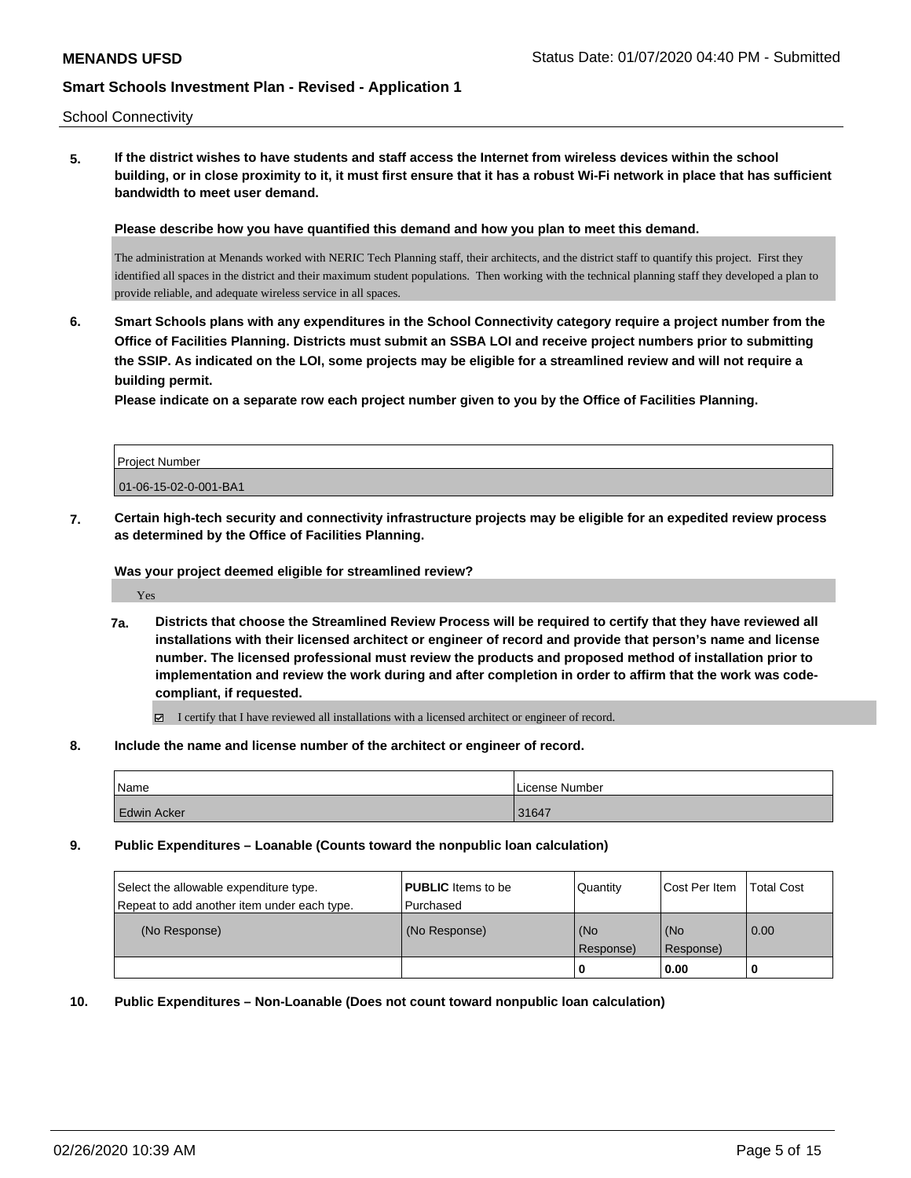School Connectivity

**5. If the district wishes to have students and staff access the Internet from wireless devices within the school building, or in close proximity to it, it must first ensure that it has a robust Wi-Fi network in place that has sufficient bandwidth to meet user demand.**

**Please describe how you have quantified this demand and how you plan to meet this demand.**

The administration at Menands worked with NERIC Tech Planning staff, their architects, and the district staff to quantify this project. First they identified all spaces in the district and their maximum student populations. Then working with the technical planning staff they developed a plan to provide reliable, and adequate wireless service in all spaces.

**6. Smart Schools plans with any expenditures in the School Connectivity category require a project number from the Office of Facilities Planning. Districts must submit an SSBA LOI and receive project numbers prior to submitting the SSIP. As indicated on the LOI, some projects may be eligible for a streamlined review and will not require a building permit.**

**Please indicate on a separate row each project number given to you by the Office of Facilities Planning.**

| Project Number |
| --- |
| 01-06-15-02-0-001-BA1 |

**7. Certain high-tech security and connectivity infrastructure projects may be eligible for an expedited review process as determined by the Office of Facilities Planning.**

**Was your project deemed eligible for streamlined review?**

Yes

**7a. Districts that choose the Streamlined Review Process will be required to certify that they have reviewed all installations with their licensed architect or engineer of record and provide that person's name and license number. The licensed professional must review the products and proposed method of installation prior to implementation and review the work during and after completion in order to affirm that the work was code-compliant, if requested.**

☑ I certify that I have reviewed all installations with a licensed architect or engineer of record.

**8. Include the name and license number of the architect or engineer of record.**

| Name | License Number |
| --- | --- |
| Edwin Acker | 31647 |

**9. Public Expenditures – Loanable (Counts toward the nonpublic loan calculation)**

| Select the allowable expenditure type. Repeat to add another item under each type. | **PUBLIC** Items to be Purchased | Quantity | Cost Per Item | Total Cost |
| --- | --- | --- | --- | --- |
| (No Response) | (No Response) | (No Response) | (No Response) | 0.00 |
| | | **0** | **0.00** | **0** |

**10. Public Expenditures – Non-Loanable (Does not count toward nonpublic loan calculation)**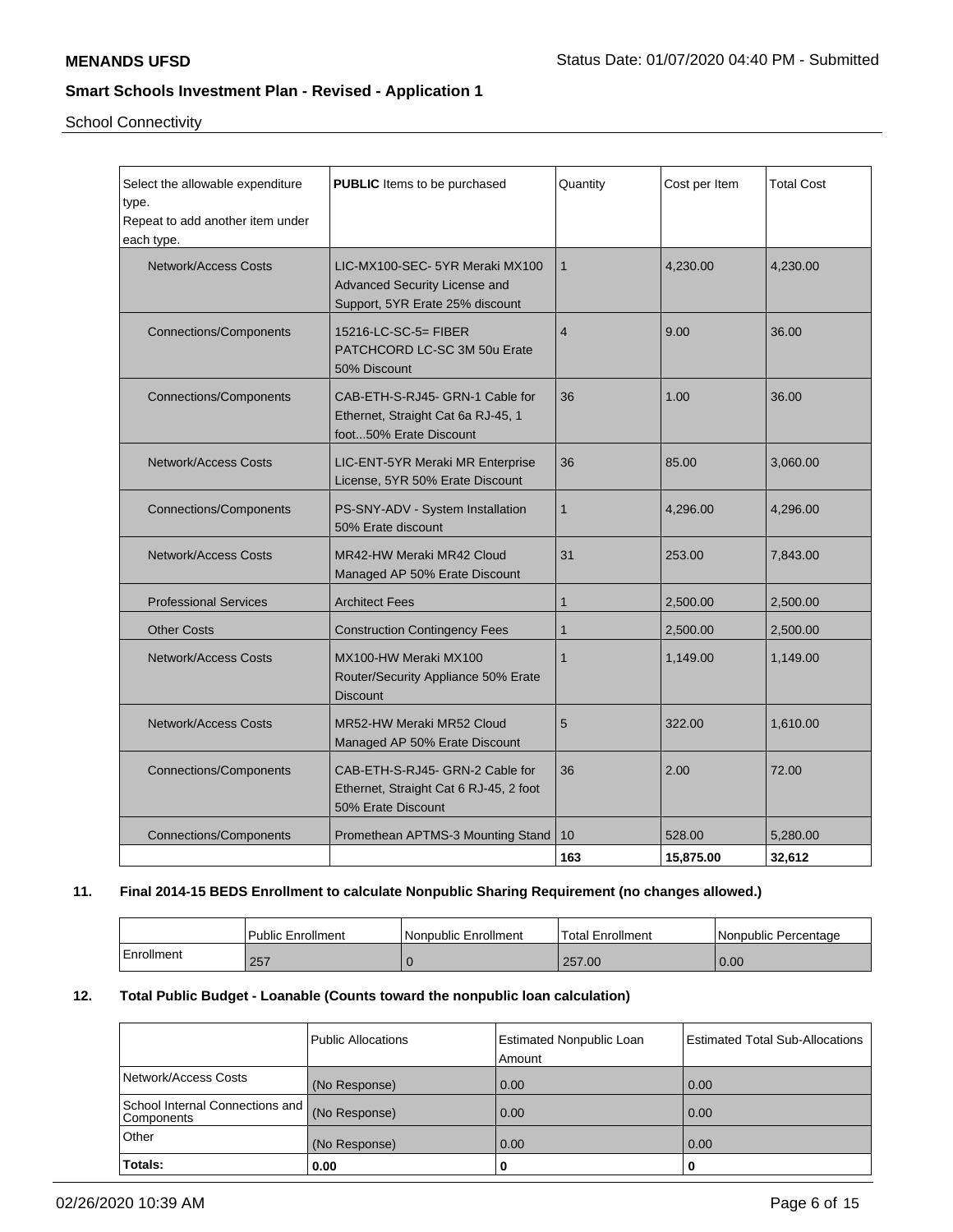School Connectivity

| Select the allowable expenditure type. Repeat to add another item under each type. | **PUBLIC** Items to be purchased | Quantity | Cost per Item | Total Cost |
|---|---|---|---|---|
| Network/Access Costs | LIC-MX100-SEC- 5YR Meraki MX100 Advanced Security License and Support, 5YR Erate 25% discount | 1 | 4,230.00 | 4,230.00 |
| Connections/Components | 15216-LC-SC-5= FIBER PATCHCORD LC-SC 3M 50u Erate 50% Discount | 4 | 9.00 | 36.00 |
| Connections/Components | CAB-ETH-S-RJ45- GRN-1 Cable for Ethernet, Straight Cat 6a RJ-45, 1 foot...50% Erate Discount | 36 | 1.00 | 36.00 |
| Network/Access Costs | LIC-ENT-5YR Meraki MR Enterprise License, 5YR 50% Erate Discount | 36 | 85.00 | 3,060.00 |
| Connections/Components | PS-SNY-ADV - System Installation 50% Erate discount | 1 | 4,296.00 | 4,296.00 |
| Network/Access Costs | MR42-HW Meraki MR42 Cloud Managed AP 50% Erate Discount | 31 | 253.00 | 7,843.00 |
| Professional Services | Architect Fees | 1 | 2,500.00 | 2,500.00 |
| Other Costs | Construction Contingency Fees | 1 | 2,500.00 | 2,500.00 |
| Network/Access Costs | MX100-HW Meraki MX100 Router/Security Appliance 50% Erate Discount | 1 | 1,149.00 | 1,149.00 |
| Network/Access Costs | MR52-HW Meraki MR52 Cloud Managed AP 50% Erate Discount | 5 | 322.00 | 1,610.00 |
| Connections/Components | CAB-ETH-S-RJ45- GRN-2 Cable for Ethernet, Straight Cat 6 RJ-45, 2 foot 50% Erate Discount | 36 | 2.00 | 72.00 |
| Connections/Components | Promethean APTMS-3 Mounting Stand | 10 | 528.00 | 5,280.00 |
| | | **163** | **15,875.00** | **32,612** |

## 11. Final 2014-15 BEDS Enrollment to calculate Nonpublic Sharing Requirement (no changes allowed.)

| | Public Enrollment | Nonpublic Enrollment | Total Enrollment | Nonpublic Percentage |
|---|---|---|---|---|
| Enrollment | 257 | 0 | 257.00 | 0.00 |

## 12. Total Public Budget - Loanable (Counts toward the nonpublic loan calculation)

| | Public Allocations | Estimated Nonpublic Loan Amount | Estimated Total Sub-Allocations |
|---|---|---|---|
| Network/Access Costs | (No Response) | 0.00 | 0.00 |
| School Internal Connections and Components | (No Response) | 0.00 | 0.00 |
| Other | (No Response) | 0.00 | 0.00 |
| **Totals:** | **0.00** | **0** | **0** |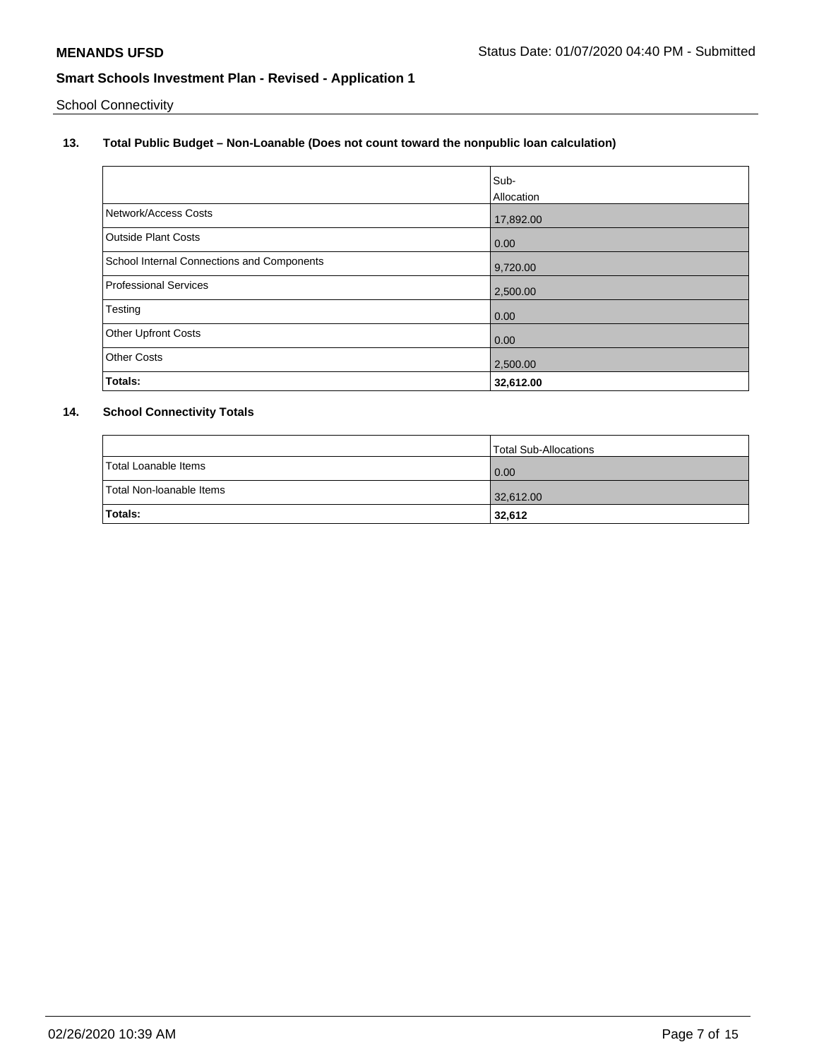School Connectivity

### 13. Total Public Budget – Non-Loanable (Does not count toward the nonpublic loan calculation)

| | Sub-Allocation |
|---|---|
| Network/Access Costs | 17,892.00 |
| Outside Plant Costs | 0.00 |
| School Internal Connections and Components | 9,720.00 |
| Professional Services | 2,500.00 |
| Testing | 0.00 |
| Other Upfront Costs | 0.00 |
| Other Costs | 2,500.00 |
| **Totals:** | **32,612.00** |

### 14. School Connectivity Totals

| | Total Sub-Allocations |
|---|---|
| Total Loanable Items | 0.00 |
| Total Non-loanable Items | 32,612.00 |
| **Totals:** | **32,612** |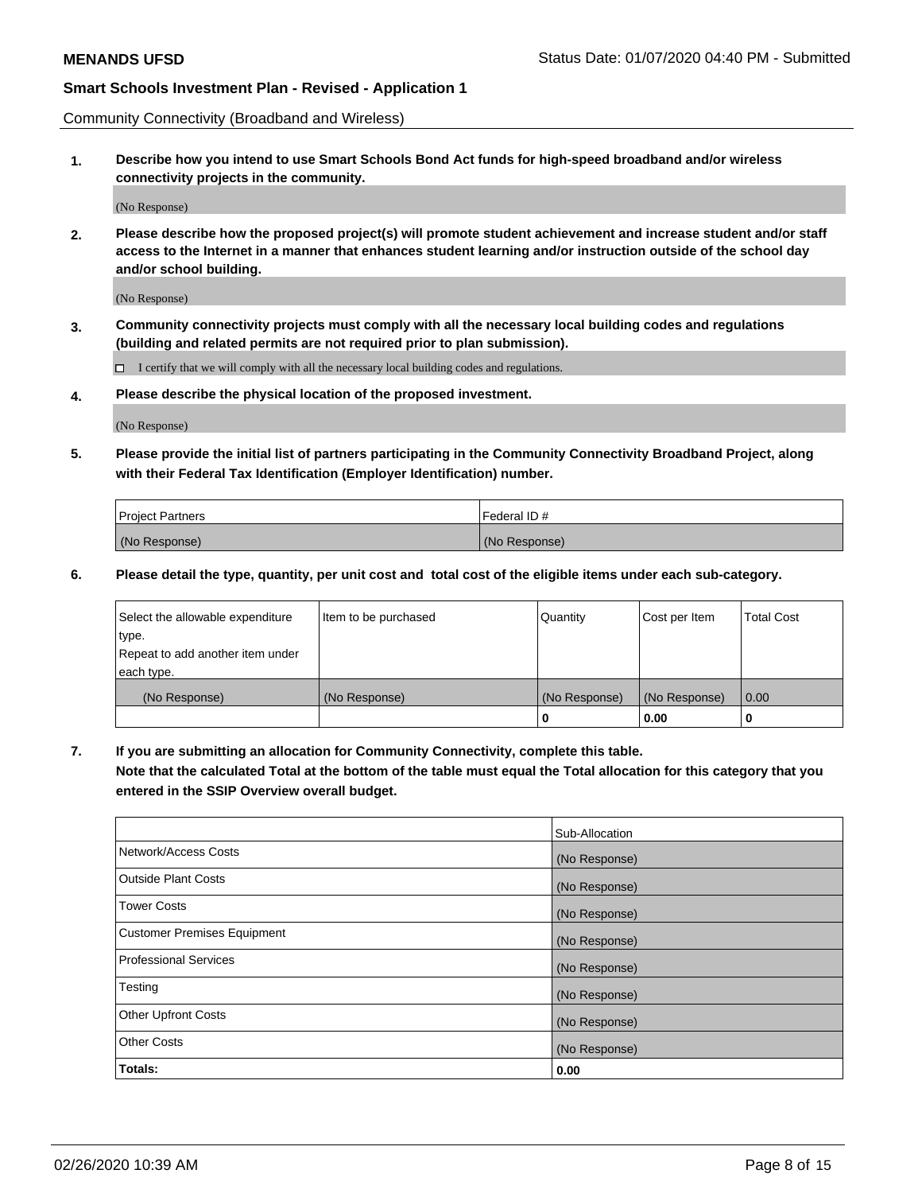Community Connectivity (Broadband and Wireless)

**1. Describe how you intend to use Smart Schools Bond Act funds for high-speed broadband and/or wireless connectivity projects in the community.**

(No Response)

**2. Please describe how the proposed project(s) will promote student achievement and increase student and/or staff access to the Internet in a manner that enhances student learning and/or instruction outside of the school day and/or school building.**

(No Response)

**3. Community connectivity projects must comply with all the necessary local building codes and regulations (building and related permits are not required prior to plan submission).**

☐ I certify that we will comply with all the necessary local building codes and regulations.

**4. Please describe the physical location of the proposed investment.**

(No Response)

**5. Please provide the initial list of partners participating in the Community Connectivity Broadband Project, along with their Federal Tax Identification (Employer Identification) number.**

| Project Partners | Federal ID # |
| --- | --- |
| (No Response) | (No Response) |

**6. Please detail the type, quantity, per unit cost and total cost of the eligible items under each sub-category.**

| Select the allowable expenditure type. Repeat to add another item under each type. | Item to be purchased | Quantity | Cost per Item | Total Cost |
| --- | --- | --- | --- | --- |
| (No Response) | (No Response) | (No Response) | (No Response) | 0.00 |
| | | 0 | 0.00 | 0 |

**7. If you are submitting an allocation for Community Connectivity, complete this table. Note that the calculated Total at the bottom of the table must equal the Total allocation for this category that you entered in the SSIP Overview overall budget.**

| | Sub-Allocation |
| --- | --- |
| Network/Access Costs | (No Response) |
| Outside Plant Costs | (No Response) |
| Tower Costs | (No Response) |
| Customer Premises Equipment | (No Response) |
| Professional Services | (No Response) |
| Testing | (No Response) |
| Other Upfront Costs | (No Response) |
| Other Costs | (No Response) |
| **Totals:** | **0.00** |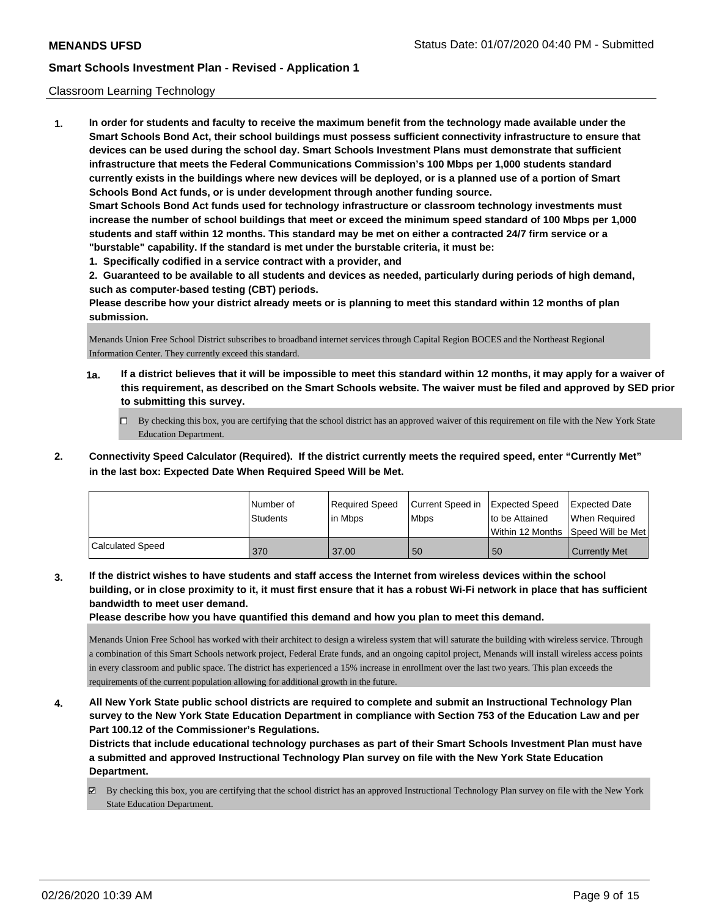Classroom Learning Technology

**1. In order for students and faculty to receive the maximum benefit from the technology made available under the Smart Schools Bond Act, their school buildings must possess sufficient connectivity infrastructure to ensure that devices can be used during the school day. Smart Schools Investment Plans must demonstrate that sufficient infrastructure that meets the Federal Communications Commission's 100 Mbps per 1,000 students standard currently exists in the buildings where new devices will be deployed, or is a planned use of a portion of Smart Schools Bond Act funds, or is under development through another funding source.**

**Smart Schools Bond Act funds used for technology infrastructure or classroom technology investments must increase the number of school buildings that meet or exceed the minimum speed standard of 100 Mbps per 1,000 students and staff within 12 months. This standard may be met on either a contracted 24/7 firm service or a "burstable" capability. If the standard is met under the burstable criteria, it must be:**

**1. Specifically codified in a service contract with a provider, and**

**2. Guaranteed to be available to all students and devices as needed, particularly during periods of high demand, such as computer-based testing (CBT) periods.**

**Please describe how your district already meets or is planning to meet this standard within 12 months of plan submission.**

Menands Union Free School District subscribes to broadband internet services through Capital Region BOCES and the Northeast Regional Information Center. They currently exceed this standard.

**1a. If a district believes that it will be impossible to meet this standard within 12 months, it may apply for a waiver of this requirement, as described on the Smart Schools website. The waiver must be filed and approved by SED prior to submitting this survey.**

☐ By checking this box, you are certifying that the school district has an approved waiver of this requirement on file with the New York State Education Department.

**2. Connectivity Speed Calculator (Required). If the district currently meets the required speed, enter "Currently Met" in the last box: Expected Date When Required Speed Will be Met.**

| | Number of Students | Required Speed in Mbps | Current Speed in Mbps | Expected Speed to be Attained Within 12 Months | Expected Date When Required Speed Will be Met |
|---|---|---|---|---|---|
| Calculated Speed | 370 | 37.00 | 50 | 50 | Currently Met |

**3. If the district wishes to have students and staff access the Internet from wireless devices within the school building, or in close proximity to it, it must first ensure that it has a robust Wi-Fi network in place that has sufficient bandwidth to meet user demand.**

**Please describe how you have quantified this demand and how you plan to meet this demand.**

Menands Union Free School has worked with their architect to design a wireless system that will saturate the building with wireless service. Through a combination of this Smart Schools network project, Federal Erate funds, and an ongoing capitol project, Menands will install wireless access points in every classroom and public space. The district has experienced a 15% increase in enrollment over the last two years. This plan exceeds the requirements of the current population allowing for additional growth in the future.

**4. All New York State public school districts are required to complete and submit an Instructional Technology Plan survey to the New York State Education Department in compliance with Section 753 of the Education Law and per Part 100.12 of the Commissioner's Regulations.**

**Districts that include educational technology purchases as part of their Smart Schools Investment Plan must have a submitted and approved Instructional Technology Plan survey on file with the New York State Education Department.**

☑ By checking this box, you are certifying that the school district has an approved Instructional Technology Plan survey on file with the New York State Education Department.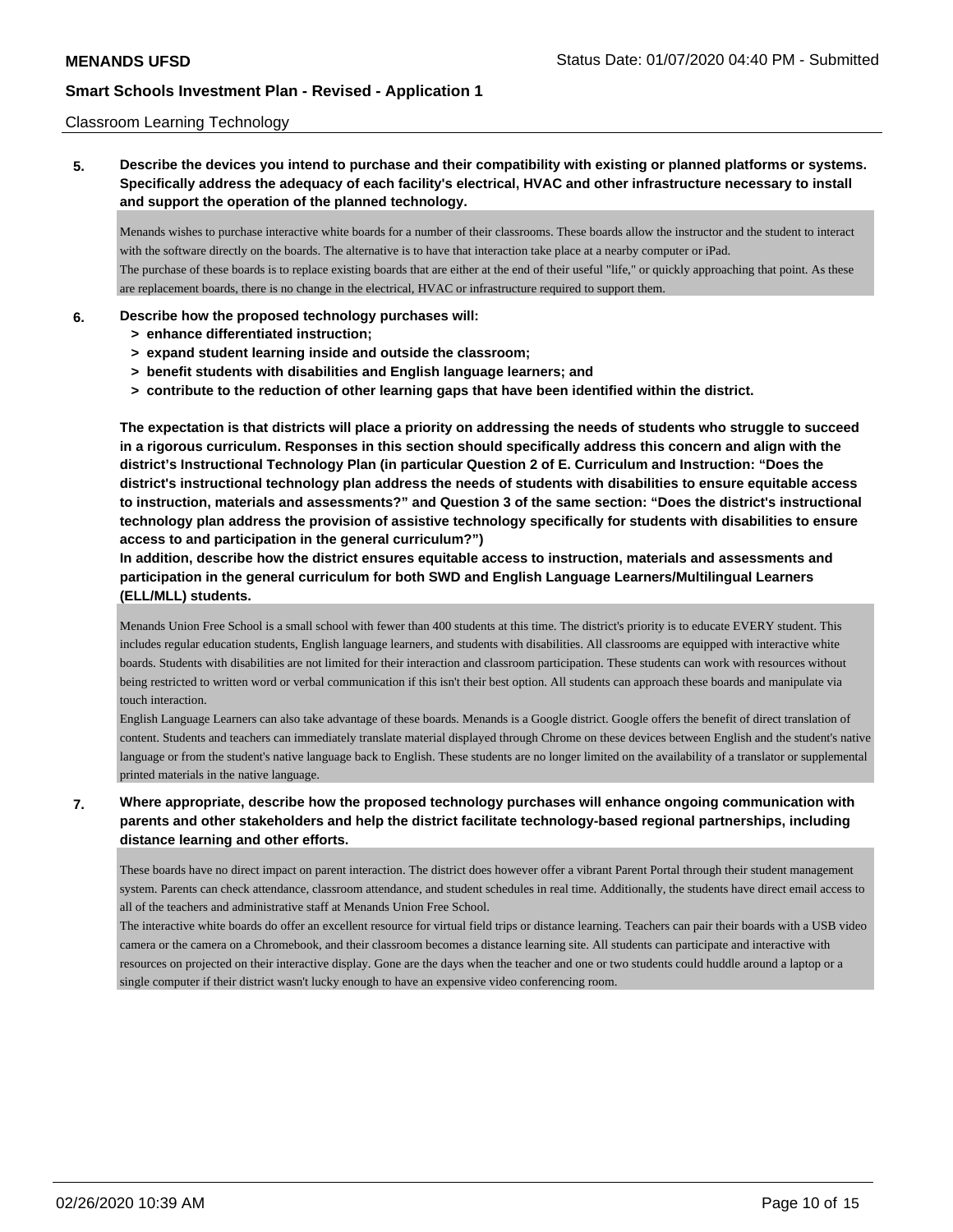Classroom Learning Technology

**5. Describe the devices you intend to purchase and their compatibility with existing or planned platforms or systems. Specifically address the adequacy of each facility's electrical, HVAC and other infrastructure necessary to install and support the operation of the planned technology.**

Menands wishes to purchase interactive white boards for a number of their classrooms. These boards allow the instructor and the student to interact with the software directly on the boards. The alternative is to have that interaction take place at a nearby computer or iPad.
The purchase of these boards is to replace existing boards that are either at the end of their useful "life," or quickly approaching that point. As these are replacement boards, there is no change in the electrical, HVAC or infrastructure required to support them.

**6. Describe how the proposed technology purchases will:**
- **> enhance differentiated instruction;**
- **> expand student learning inside and outside the classroom;**
- **> benefit students with disabilities and English language learners; and**
- **> contribute to the reduction of other learning gaps that have been identified within the district.**

**The expectation is that districts will place a priority on addressing the needs of students who struggle to succeed in a rigorous curriculum. Responses in this section should specifically address this concern and align with the district's Instructional Technology Plan (in particular Question 2 of E. Curriculum and Instruction: "Does the district's instructional technology plan address the needs of students with disabilities to ensure equitable access to instruction, materials and assessments?" and Question 3 of the same section: "Does the district's instructional technology plan address the provision of assistive technology specifically for students with disabilities to ensure access to and participation in the general curriculum?")**
**In addition, describe how the district ensures equitable access to instruction, materials and assessments and participation in the general curriculum for both SWD and English Language Learners/Multilingual Learners (ELL/MLL) students.**

Menands Union Free School is a small school with fewer than 400 students at this time. The district's priority is to educate EVERY student. This includes regular education students, English language learners, and students with disabilities. All classrooms are equipped with interactive white boards. Students with disabilities are not limited for their interaction and classroom participation. These students can work with resources without being restricted to written word or verbal communication if this isn't their best option. All students can approach these boards and manipulate via touch interaction.
English Language Learners can also take advantage of these boards. Menands is a Google district. Google offers the benefit of direct translation of content. Students and teachers can immediately translate material displayed through Chrome on these devices between English and the student's native language or from the student's native language back to English. These students are no longer limited on the availability of a translator or supplemental printed materials in the native language.

**7. Where appropriate, describe how the proposed technology purchases will enhance ongoing communication with parents and other stakeholders and help the district facilitate technology-based regional partnerships, including distance learning and other efforts.**

These boards have no direct impact on parent interaction. The district does however offer a vibrant Parent Portal through their student management system. Parents can check attendance, classroom attendance, and student schedules in real time. Additionally, the students have direct email access to all of the teachers and administrative staff at Menands Union Free School.
The interactive white boards do offer an excellent resource for virtual field trips or distance learning. Teachers can pair their boards with a USB video camera or the camera on a Chromebook, and their classroom becomes a distance learning site. All students can participate and interactive with resources on projected on their interactive display. Gone are the days when the teacher and one or two students could huddle around a laptop or a single computer if their district wasn't lucky enough to have an expensive video conferencing room.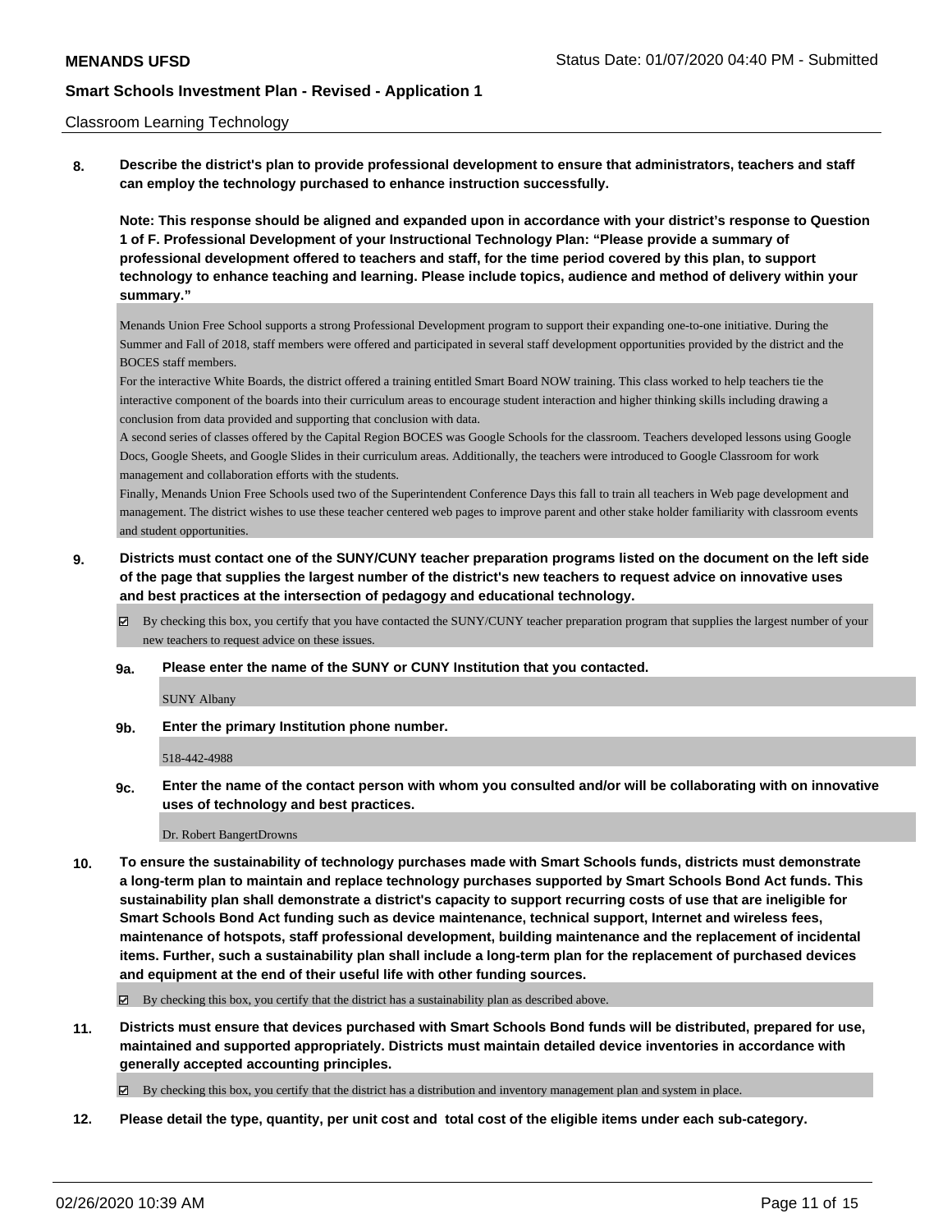Classroom Learning Technology

**8. Describe the district's plan to provide professional development to ensure that administrators, teachers and staff can employ the technology purchased to enhance instruction successfully.**

**Note: This response should be aligned and expanded upon in accordance with your district's response to Question 1 of F. Professional Development of your Instructional Technology Plan: "Please provide a summary of professional development offered to teachers and staff, for the time period covered by this plan, to support technology to enhance teaching and learning. Please include topics, audience and method of delivery within your summary."**

Menands Union Free School supports a strong Professional Development program to support their expanding one-to-one initiative. During the Summer and Fall of 2018, staff members were offered and participated in several staff development opportunities provided by the district and the BOCES staff members.

For the interactive White Boards, the district offered a training entitled Smart Board NOW training. This class worked to help teachers tie the interactive component of the boards into their curriculum areas to encourage student interaction and higher thinking skills including drawing a conclusion from data provided and supporting that conclusion with data.

A second series of classes offered by the Capital Region BOCES was Google Schools for the classroom. Teachers developed lessons using Google Docs, Google Sheets, and Google Slides in their curriculum areas. Additionally, the teachers were introduced to Google Classroom for work management and collaboration efforts with the students.

Finally, Menands Union Free Schools used two of the Superintendent Conference Days this fall to train all teachers in Web page development and management. The district wishes to use these teacher centered web pages to improve parent and other stake holder familiarity with classroom events and student opportunities.

**9. Districts must contact one of the SUNY/CUNY teacher preparation programs listed on the document on the left side of the page that supplies the largest number of the district's new teachers to request advice on innovative uses and best practices at the intersection of pedagogy and educational technology.**

☑ By checking this box, you certify that you have contacted the SUNY/CUNY teacher preparation program that supplies the largest number of your new teachers to request advice on these issues.

**9a. Please enter the name of the SUNY or CUNY Institution that you contacted.**

SUNY Albany

**9b. Enter the primary Institution phone number.**

518-442-4988

**9c. Enter the name of the contact person with whom you consulted and/or will be collaborating with on innovative uses of technology and best practices.**

Dr. Robert BangertDrowns

**10. To ensure the sustainability of technology purchases made with Smart Schools funds, districts must demonstrate a long-term plan to maintain and replace technology purchases supported by Smart Schools Bond Act funds. This sustainability plan shall demonstrate a district's capacity to support recurring costs of use that are ineligible for Smart Schools Bond Act funding such as device maintenance, technical support, Internet and wireless fees, maintenance of hotspots, staff professional development, building maintenance and the replacement of incidental items. Further, such a sustainability plan shall include a long-term plan for the replacement of purchased devices and equipment at the end of their useful life with other funding sources.**

☑ By checking this box, you certify that the district has a sustainability plan as described above.

**11. Districts must ensure that devices purchased with Smart Schools Bond funds will be distributed, prepared for use, maintained and supported appropriately. Districts must maintain detailed device inventories in accordance with generally accepted accounting principles.**

☑ By checking this box, you certify that the district has a distribution and inventory management plan and system in place.

**12. Please detail the type, quantity, per unit cost and total cost of the eligible items under each sub-category.**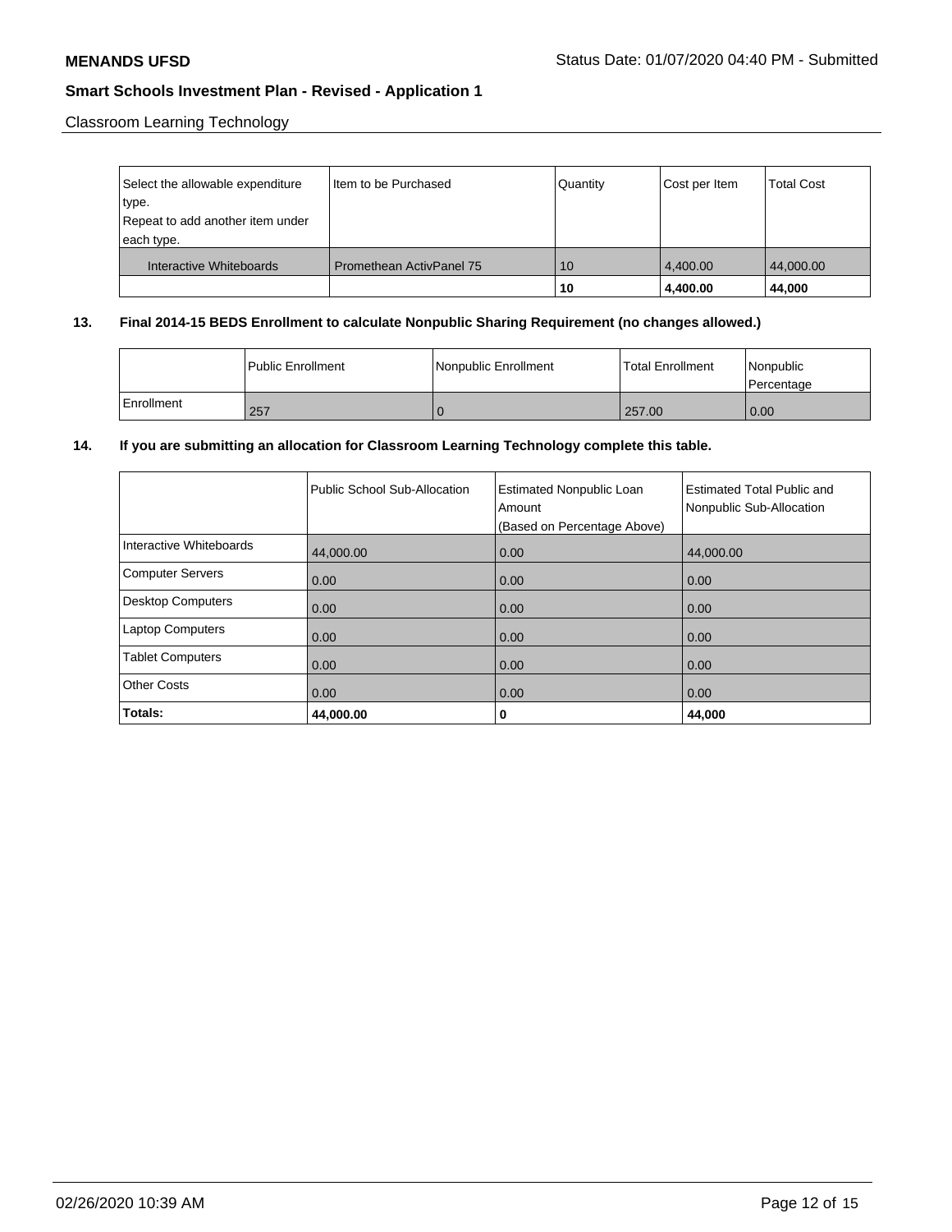Classroom Learning Technology

| Select the allowable expenditure type. Repeat to add another item under each type. | Item to be Purchased | Quantity | Cost per Item | Total Cost |
|---|---|---|---|---|
| Interactive Whiteboards | Promethean ActivPanel 75 | 10 | 4,400.00 | 44,000.00 |
| | | **10** | **4,400.00** | **44,000** |

**13. Final 2014-15 BEDS Enrollment to calculate Nonpublic Sharing Requirement (no changes allowed.)**

| | Public Enrollment | Nonpublic Enrollment | Total Enrollment | Nonpublic Percentage |
|---|---|---|---|---|
| Enrollment | 257 | 0 | 257.00 | 0.00 |

**14. If you are submitting an allocation for Classroom Learning Technology complete this table.**

| | Public School Sub-Allocation | Estimated Nonpublic Loan Amount (Based on Percentage Above) | Estimated Total Public and Nonpublic Sub-Allocation |
|---|---|---|---|
| Interactive Whiteboards | 44,000.00 | 0.00 | 44,000.00 |
| Computer Servers | 0.00 | 0.00 | 0.00 |
| Desktop Computers | 0.00 | 0.00 | 0.00 |
| Laptop Computers | 0.00 | 0.00 | 0.00 |
| Tablet Computers | 0.00 | 0.00 | 0.00 |
| Other Costs | 0.00 | 0.00 | 0.00 |
| **Totals:** | **44,000.00** | **0** | **44,000** |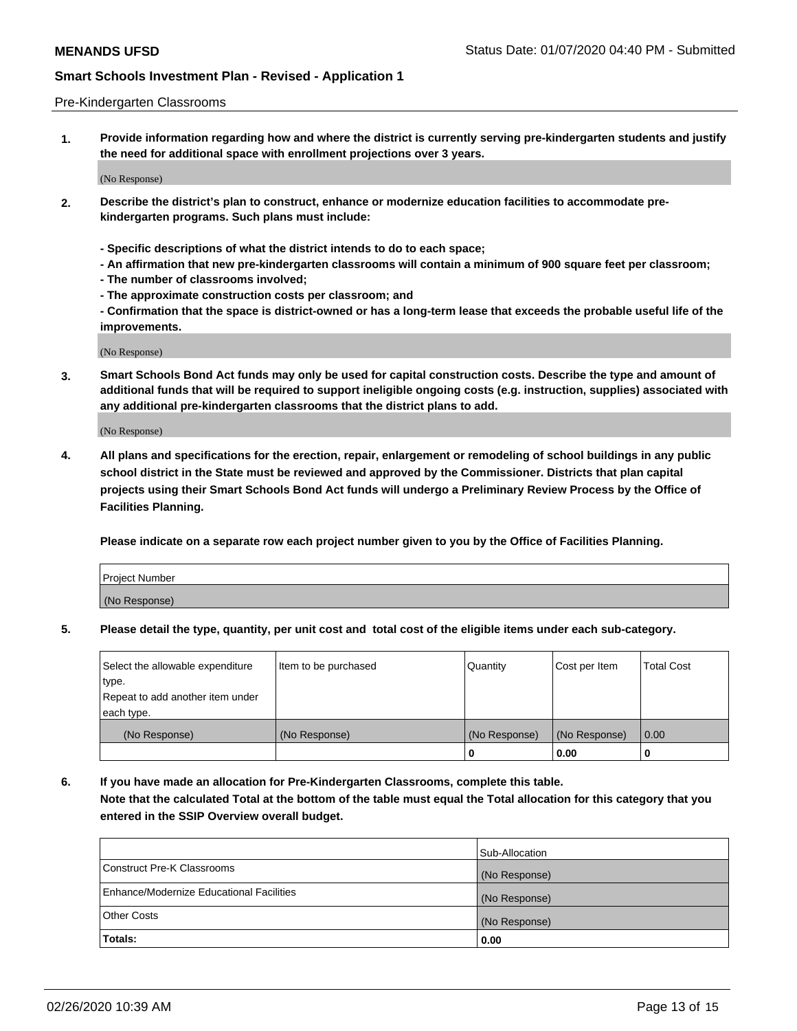Pre-Kindergarten Classrooms

**1. Provide information regarding how and where the district is currently serving pre-kindergarten students and justify the need for additional space with enrollment projections over 3 years.**

(No Response)

**2. Describe the district's plan to construct, enhance or modernize education facilities to accommodate pre-kindergarten programs. Such plans must include:**

**- Specific descriptions of what the district intends to do to each space;**
**- An affirmation that new pre-kindergarten classrooms will contain a minimum of 900 square feet per classroom;**
**- The number of classrooms involved;**
**- The approximate construction costs per classroom; and**
**- Confirmation that the space is district-owned or has a long-term lease that exceeds the probable useful life of the improvements.**

(No Response)

**3. Smart Schools Bond Act funds may only be used for capital construction costs. Describe the type and amount of additional funds that will be required to support ineligible ongoing costs (e.g. instruction, supplies) associated with any additional pre-kindergarten classrooms that the district plans to add.**

(No Response)

**4. All plans and specifications for the erection, repair, enlargement or remodeling of school buildings in any public school district in the State must be reviewed and approved by the Commissioner. Districts that plan capital projects using their Smart Schools Bond Act funds will undergo a Preliminary Review Process by the Office of Facilities Planning.**

**Please indicate on a separate row each project number given to you by the Office of Facilities Planning.**

| Project Number |
|---|
| (No Response) |

**5. Please detail the type, quantity, per unit cost and total cost of the eligible items under each sub-category.**

| Select the allowable expenditure type. Repeat to add another item under each type. | Item to be purchased | Quantity | Cost per Item | Total Cost |
|---|---|---|---|---|
| (No Response) | (No Response) | (No Response) | (No Response) | 0.00 |
| | | 0 | 0.00 | 0 |

**6. If you have made an allocation for Pre-Kindergarten Classrooms, complete this table.**
**Note that the calculated Total at the bottom of the table must equal the Total allocation for this category that you entered in the SSIP Overview overall budget.**

| | Sub-Allocation |
|---|---|
| Construct Pre-K Classrooms | (No Response) |
| Enhance/Modernize Educational Facilities | (No Response) |
| Other Costs | (No Response) |
| **Totals:** | **0.00** |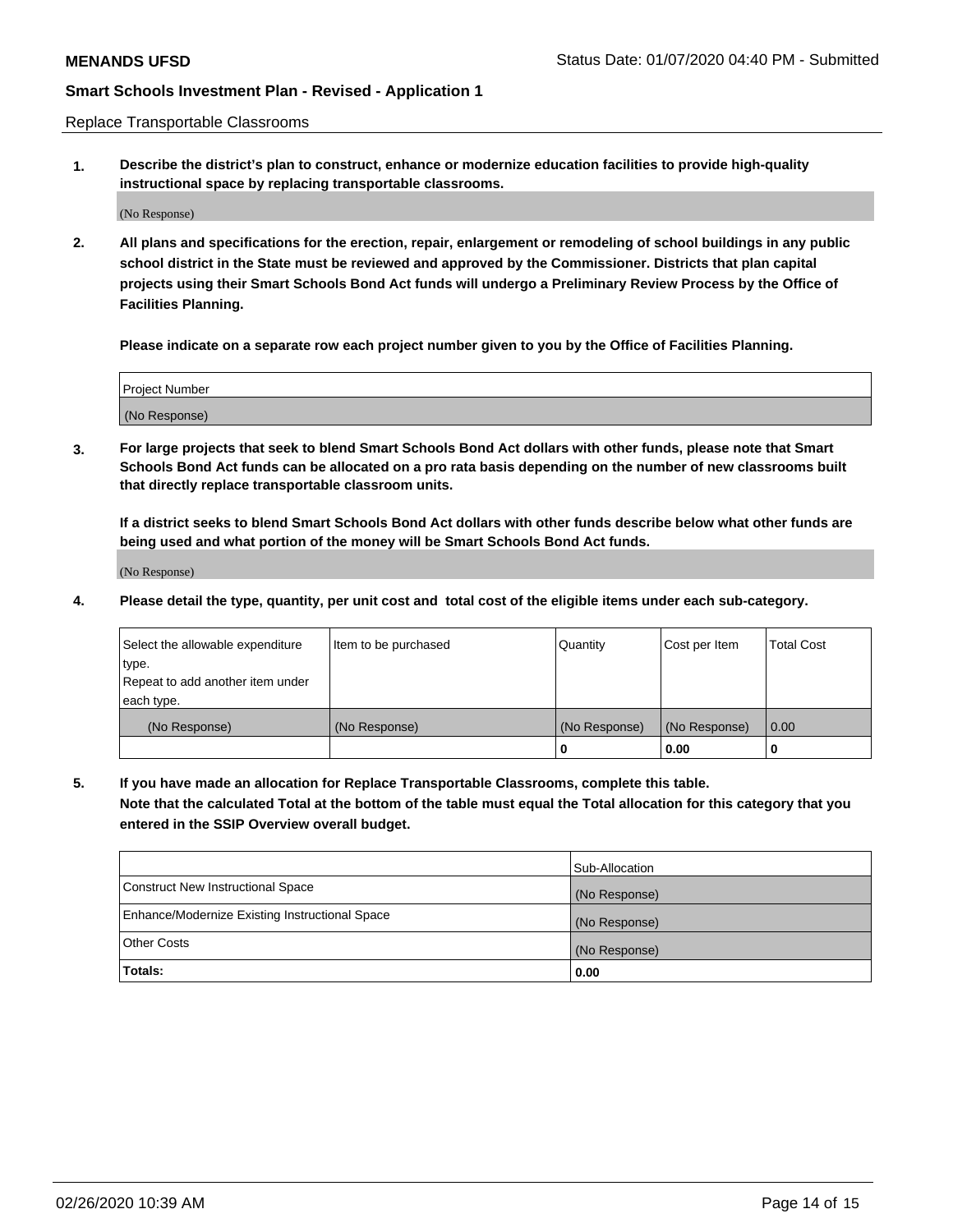Replace Transportable Classrooms

1. **Describe the district's plan to construct, enhance or modernize education facilities to provide high-quality instructional space by replacing transportable classrooms.**

(No Response)

2. **All plans and specifications for the erection, repair, enlargement or remodeling of school buildings in any public school district in the State must be reviewed and approved by the Commissioner. Districts that plan capital projects using their Smart Schools Bond Act funds will undergo a Preliminary Review Process by the Office of Facilities Planning.**

**Please indicate on a separate row each project number given to you by the Office of Facilities Planning.**

| Project Number |
|---|
| (No Response) |

3. **For large projects that seek to blend Smart Schools Bond Act dollars with other funds, please note that Smart Schools Bond Act funds can be allocated on a pro rata basis depending on the number of new classrooms built that directly replace transportable classroom units.**

**If a district seeks to blend Smart Schools Bond Act dollars with other funds describe below what other funds are being used and what portion of the money will be Smart Schools Bond Act funds.**

(No Response)

4. **Please detail the type, quantity, per unit cost and total cost of the eligible items under each sub-category.**

| Select the allowable expenditure type. Repeat to add another item under each type. | Item to be purchased | Quantity | Cost per Item | Total Cost |
|---|---|---|---|---|
| (No Response) | (No Response) | (No Response) | (No Response) | 0.00 |
| | | **0** | **0.00** | **0** |

5. **If you have made an allocation for Replace Transportable Classrooms, complete this table. Note that the calculated Total at the bottom of the table must equal the Total allocation for this category that you entered in the SSIP Overview overall budget.**

| | Sub-Allocation |
|---|---|
| Construct New Instructional Space | (No Response) |
| Enhance/Modernize Existing Instructional Space | (No Response) |
| Other Costs | (No Response) |
| **Totals:** | **0.00** |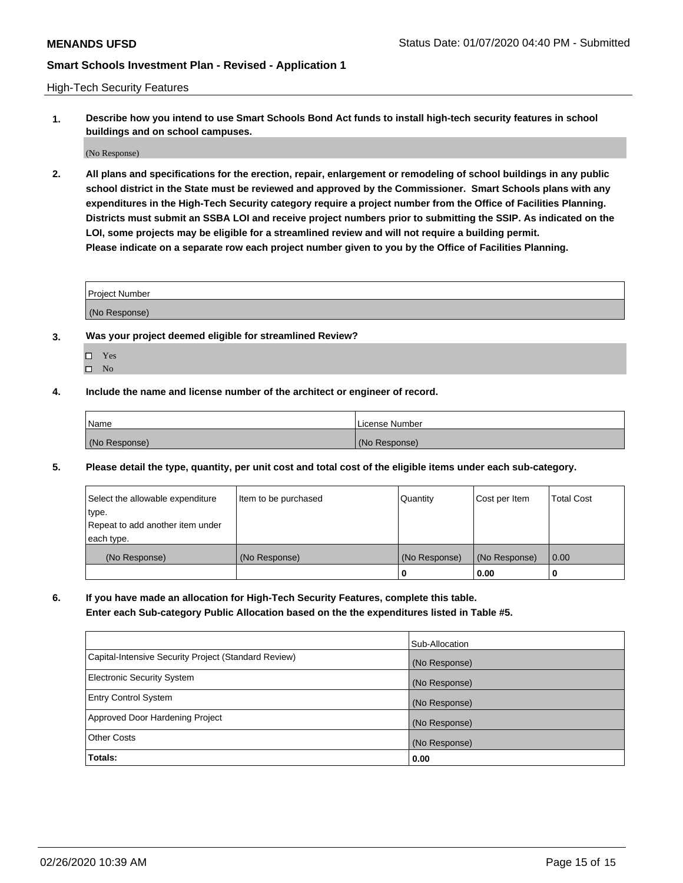High-Tech Security Features

**1. Describe how you intend to use Smart Schools Bond Act funds to install high-tech security features in school buildings and on school campuses.**

(No Response)

**2. All plans and specifications for the erection, repair, enlargement or remodeling of school buildings in any public school district in the State must be reviewed and approved by the Commissioner. Smart Schools plans with any expenditures in the High-Tech Security category require a project number from the Office of Facilities Planning. Districts must submit an SSBA LOI and receive project numbers prior to submitting the SSIP. As indicated on the LOI, some projects may be eligible for a streamlined review and will not require a building permit.**
**Please indicate on a separate row each project number given to you by the Office of Facilities Planning.**

| Project Number |
|---|
| (No Response) |

**3. Was your project deemed eligible for streamlined Review?**

- ☐ Yes
- ☐ No

**4. Include the name and license number of the architect or engineer of record.**

| Name | License Number |
|---|---|
| (No Response) | (No Response) |

**5. Please detail the type, quantity, per unit cost and total cost of the eligible items under each sub-category.**

| Select the allowable expenditure type. Repeat to add another item under each type. | Item to be purchased | Quantity | Cost per Item | Total Cost |
|---|---|---|---|---|
| (No Response) | (No Response) | (No Response) | (No Response) | 0.00 |
| | | 0 | 0.00 | 0 |

**6. If you have made an allocation for High-Tech Security Features, complete this table.**
**Enter each Sub-category Public Allocation based on the the expenditures listed in Table #5.**

| | Sub-Allocation |
|---|---|
| Capital-Intensive Security Project (Standard Review) | (No Response) |
| Electronic Security System | (No Response) |
| Entry Control System | (No Response) |
| Approved Door Hardening Project | (No Response) |
| Other Costs | (No Response) |
| **Totals:** | **0.00** |